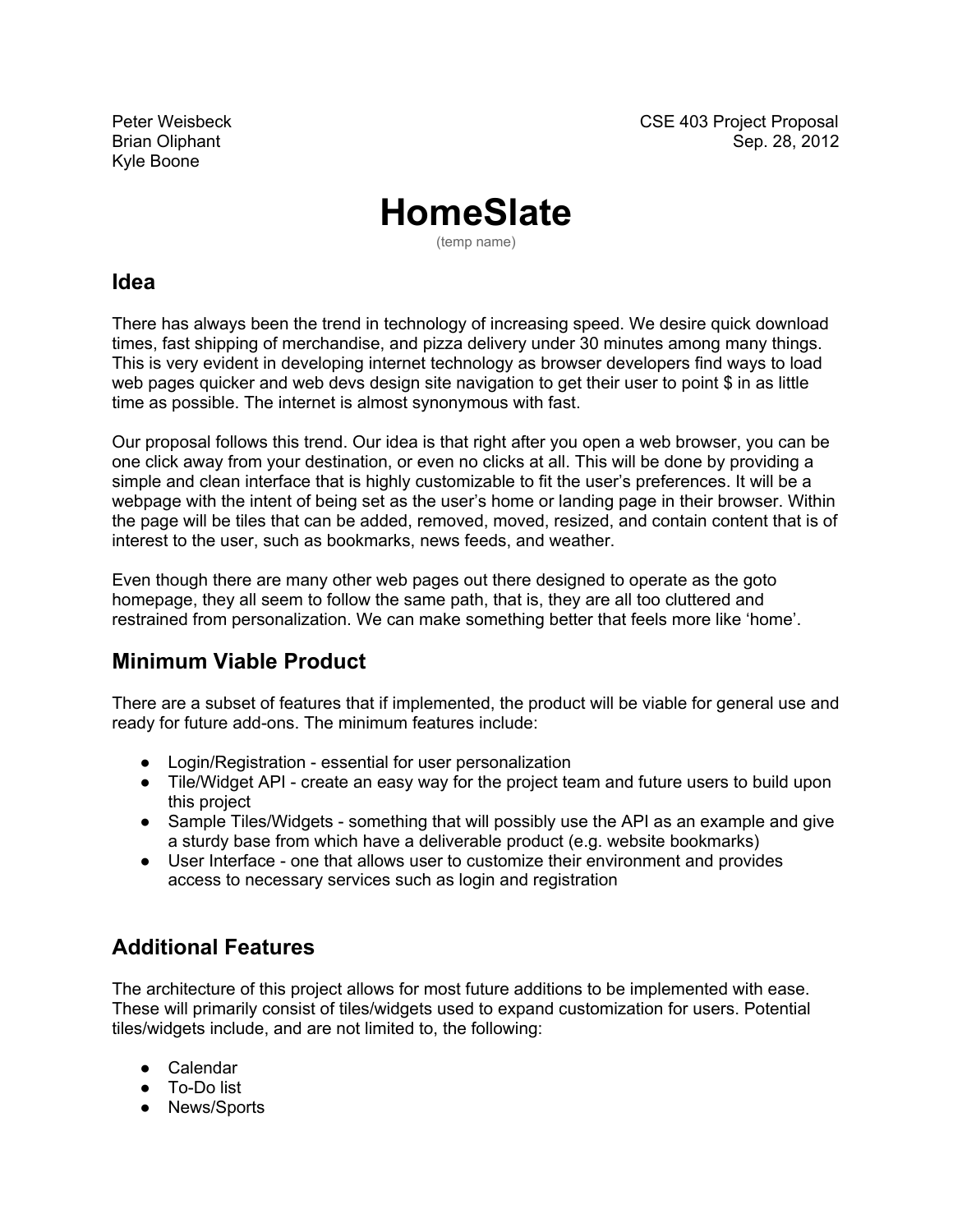Peter Weisbeck
Brian Oliphant
Kyle Boone

CSE 403 Project Proposal
Sep. 28, 2012

# HomeSlate

(temp name)

## Idea

There has always been the trend in technology of increasing speed. We desire quick download times, fast shipping of merchandise, and pizza delivery under 30 minutes among many things. This is very evident in developing internet technology as browser developers find ways to load web pages quicker and web devs design site navigation to get their user to point $ in as little time as possible. The internet is almost synonymous with fast.

Our proposal follows this trend. Our idea is that right after you open a web browser, you can be one click away from your destination, or even no clicks at all. This will be done by providing a simple and clean interface that is highly customizable to fit the user's preferences. It will be a webpage with the intent of being set as the user's home or landing page in their browser. Within the page will be tiles that can be added, removed, moved, resized, and contain content that is of interest to the user, such as bookmarks, news feeds, and weather.

Even though there are many other web pages out there designed to operate as the goto homepage, they all seem to follow the same path, that is, they are all too cluttered and restrained from personalization. We can make something better that feels more like 'home'.

## Minimum Viable Product

There are a subset of features that if implemented, the product will be viable for general use and ready for future add-ons. The minimum features include:

- Login/Registration - essential for user personalization
- Tile/Widget API - create an easy way for the project team and future users to build upon this project
- Sample Tiles/Widgets - something that will possibly use the API as an example and give a sturdy base from which have a deliverable product (e.g. website bookmarks)
- User Interface - one that allows user to customize their environment and provides access to necessary services such as login and registration

## Additional Features

The architecture of this project allows for most future additions to be implemented with ease. These will primarily consist of tiles/widgets used to expand customization for users. Potential tiles/widgets include, and are not limited to, the following:

- Calendar
- To-Do list
- News/Sports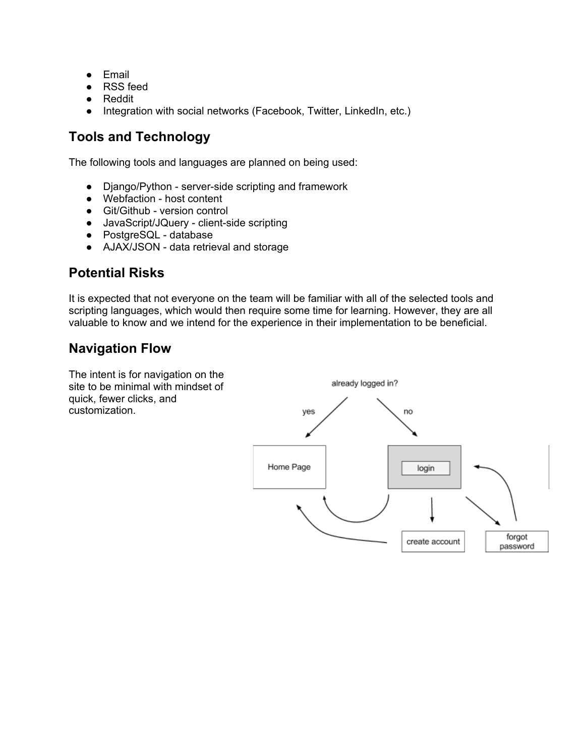- Email
- RSS feed
- Reddit
- Integration with social networks (Facebook, Twitter, LinkedIn, etc.)

## Tools and Technology

The following tools and languages are planned on being used:

- Django/Python - server-side scripting and framework
- Webfaction - host content
- Git/Github - version control
- JavaScript/JQuery - client-side scripting
- PostgreSQL - database
- AJAX/JSON - data retrieval and storage

## Potential Risks

It is expected that not everyone on the team will be familiar with all of the selected tools and scripting languages, which would then require some time for learning. However, they are all valuable to know and we intend for the experience in their implementation to be beneficial.

## Navigation Flow

The intent is for navigation on the site to be minimal with mindset of quick, fewer clicks, and customization.

already logged in?

yes

no

Home Page

login

create account

forgot password